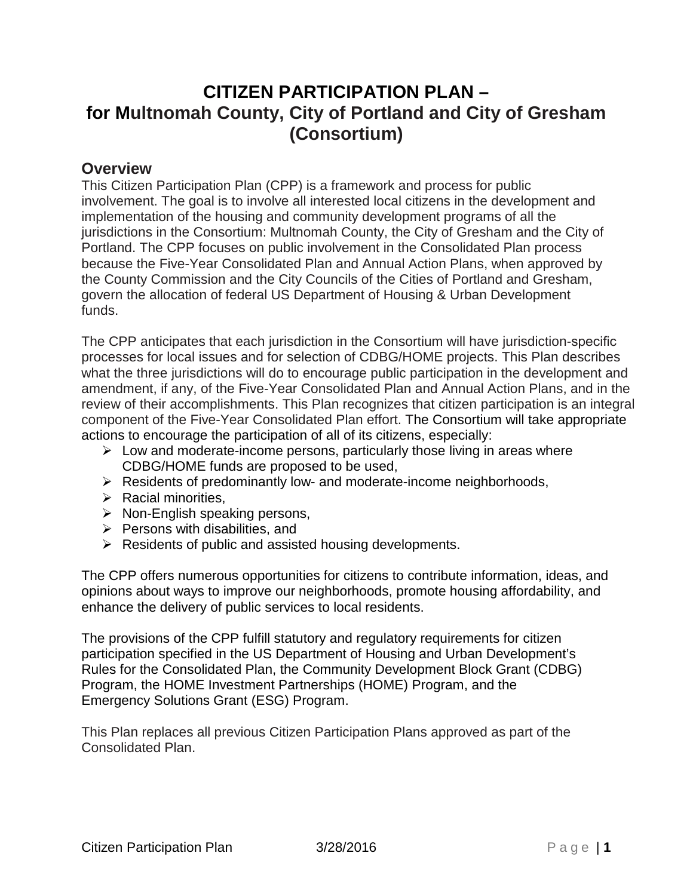# CITIZEN PARTICIPATION PLAN – for Multnomah County, City of Portland and City of Gresham (Consortium)

## Overview

This Citizen Participation Plan (CPP) is a framework and process for public involvement. The goal is to involve all interested local citizens in the development and implementation of the housing and community development programs of all the jurisdictions in the Consortium: Multnomah County, the City of Gresham and the City of Portland. The CPP focuses on public involvement in the Consolidated Plan process because the Five-Year Consolidated Plan and Annual Action Plans, when approved by the County Commission and the City Councils of the Cities of Portland and Gresham, govern the allocation of federal US Department of Housing & Urban Development funds.

The CPP anticipates that each jurisdiction in the Consortium will have jurisdiction-specific processes for local issues and for selection of CDBG/HOME projects. This Plan describes what the three jurisdictions will do to encourage public participation in the development and amendment, if any, of the Five-Year Consolidated Plan and Annual Action Plans, and in the review of their accomplishments. This Plan recognizes that citizen participation is an integral component of the Five-Year Consolidated Plan effort. The Consortium will take appropriate actions to encourage the participation of all of its citizens, especially:

- Low and moderate-income persons, particularly those living in areas where CDBG/HOME funds are proposed to be used,
- Residents of predominantly low- and moderate-income neighborhoods,
- Racial minorities,
- Non-English speaking persons,
- Persons with disabilities, and
- Residents of public and assisted housing developments.

The CPP offers numerous opportunities for citizens to contribute information, ideas, and opinions about ways to improve our neighborhoods, promote housing affordability, and enhance the delivery of public services to local residents.

The provisions of the CPP fulfill statutory and regulatory requirements for citizen participation specified in the US Department of Housing and Urban Development's Rules for the Consolidated Plan, the Community Development Block Grant (CDBG) Program, the HOME Investment Partnerships (HOME) Program, and the Emergency Solutions Grant (ESG) Program.

This Plan replaces all previous Citizen Participation Plans approved as part of the Consolidated Plan.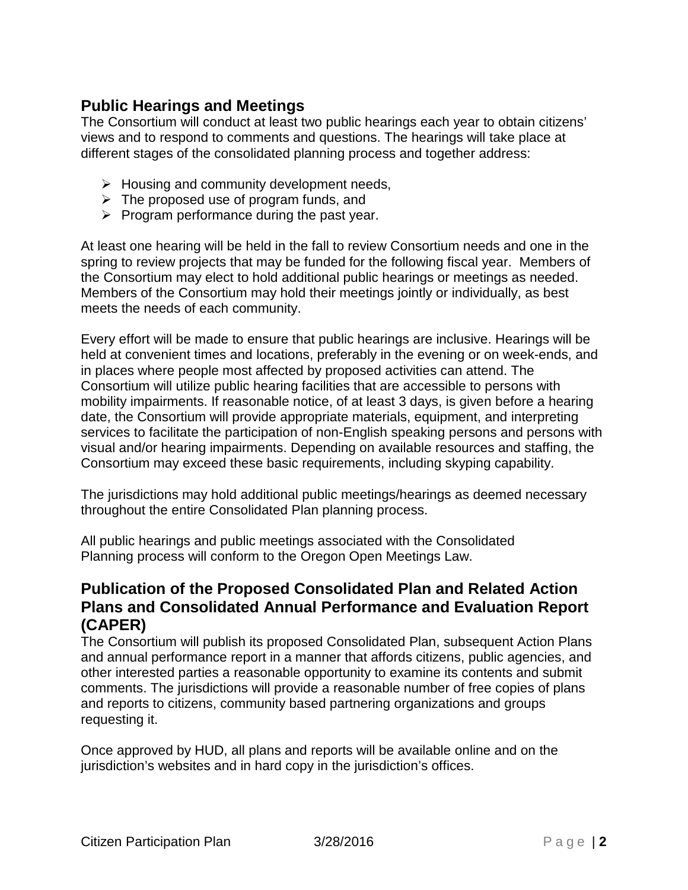## Public Hearings and Meetings

The Consortium will conduct at least two public hearings each year to obtain citizens' views and to respond to comments and questions. The hearings will take place at different stages of the consolidated planning process and together address:

- Housing and community development needs,
- The proposed use of program funds, and
- Program performance during the past year.

At least one hearing will be held in the fall to review Consortium needs and one in the spring to review projects that may be funded for the following fiscal year. Members of the Consortium may elect to hold additional public hearings or meetings as needed. Members of the Consortium may hold their meetings jointly or individually, as best meets the needs of each community.

Every effort will be made to ensure that public hearings are inclusive. Hearings will be held at convenient times and locations, preferably in the evening or on week-ends, and in places where people most affected by proposed activities can attend. The Consortium will utilize public hearing facilities that are accessible to persons with mobility impairments. If reasonable notice, of at least 3 days, is given before a hearing date, the Consortium will provide appropriate materials, equipment, and interpreting services to facilitate the participation of non-English speaking persons and persons with visual and/or hearing impairments. Depending on available resources and staffing, the Consortium may exceed these basic requirements, including skyping capability.

The jurisdictions may hold additional public meetings/hearings as deemed necessary throughout the entire Consolidated Plan planning process.

All public hearings and public meetings associated with the Consolidated Planning process will conform to the Oregon Open Meetings Law.

## Publication of the Proposed Consolidated Plan and Related Action Plans and Consolidated Annual Performance and Evaluation Report (CAPER)

The Consortium will publish its proposed Consolidated Plan, subsequent Action Plans and annual performance report in a manner that affords citizens, public agencies, and other interested parties a reasonable opportunity to examine its contents and submit comments. The jurisdictions will provide a reasonable number of free copies of plans and reports to citizens, community based partnering organizations and groups requesting it.

Once approved by HUD, all plans and reports will be available online and on the jurisdiction's websites and in hard copy in the jurisdiction's offices.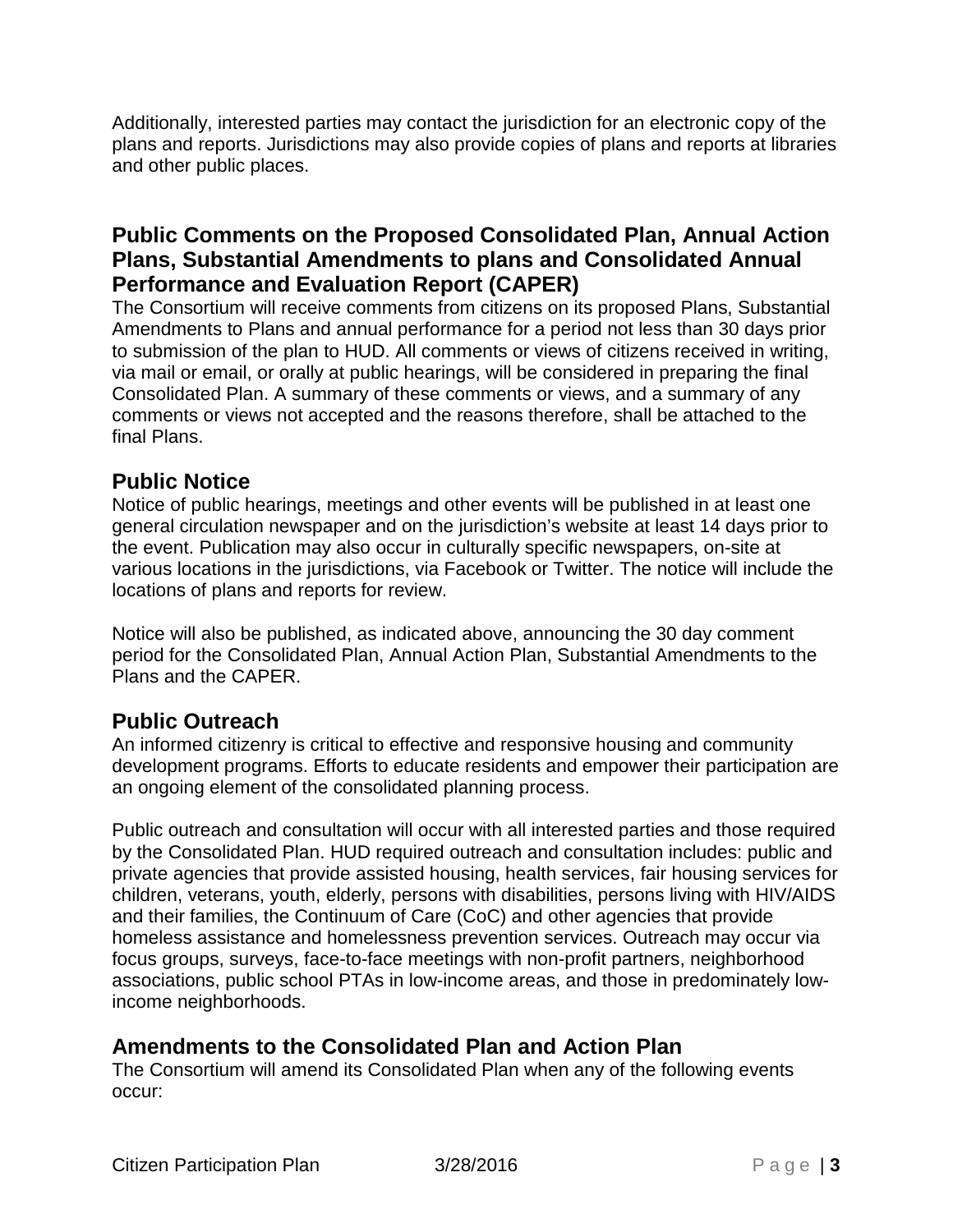Additionally, interested parties may contact the jurisdiction for an electronic copy of the plans and reports. Jurisdictions may also provide copies of plans and reports at libraries and other public places.

## Public Comments on the Proposed Consolidated Plan, Annual Action Plans, Substantial Amendments to plans and Consolidated Annual Performance and Evaluation Report (CAPER)

The Consortium will receive comments from citizens on its proposed Plans, Substantial Amendments to Plans and annual performance for a period not less than 30 days prior to submission of the plan to HUD. All comments or views of citizens received in writing, via mail or email, or orally at public hearings, will be considered in preparing the final Consolidated Plan. A summary of these comments or views, and a summary of any comments or views not accepted and the reasons therefore, shall be attached to the final Plans.

## Public Notice

Notice of public hearings, meetings and other events will be published in at least one general circulation newspaper and on the jurisdiction's website at least 14 days prior to the event. Publication may also occur in culturally specific newspapers, on-site at various locations in the jurisdictions, via Facebook or Twitter. The notice will include the locations of plans and reports for review.

Notice will also be published, as indicated above, announcing the 30 day comment period for the Consolidated Plan, Annual Action Plan, Substantial Amendments to the Plans and the CAPER.

## Public Outreach

An informed citizenry is critical to effective and responsive housing and community development programs. Efforts to educate residents and empower their participation are an ongoing element of the consolidated planning process.

Public outreach and consultation will occur with all interested parties and those required by the Consolidated Plan. HUD required outreach and consultation includes: public and private agencies that provide assisted housing, health services, fair housing services for children, veterans, youth, elderly, persons with disabilities, persons living with HIV/AIDS and their families, the Continuum of Care (CoC) and other agencies that provide homeless assistance and homelessness prevention services. Outreach may occur via focus groups, surveys, face-to-face meetings with non-profit partners, neighborhood associations, public school PTAs in low-income areas, and those in predominately low-income neighborhoods.

## Amendments to the Consolidated Plan and Action Plan

The Consortium will amend its Consolidated Plan when any of the following events occur: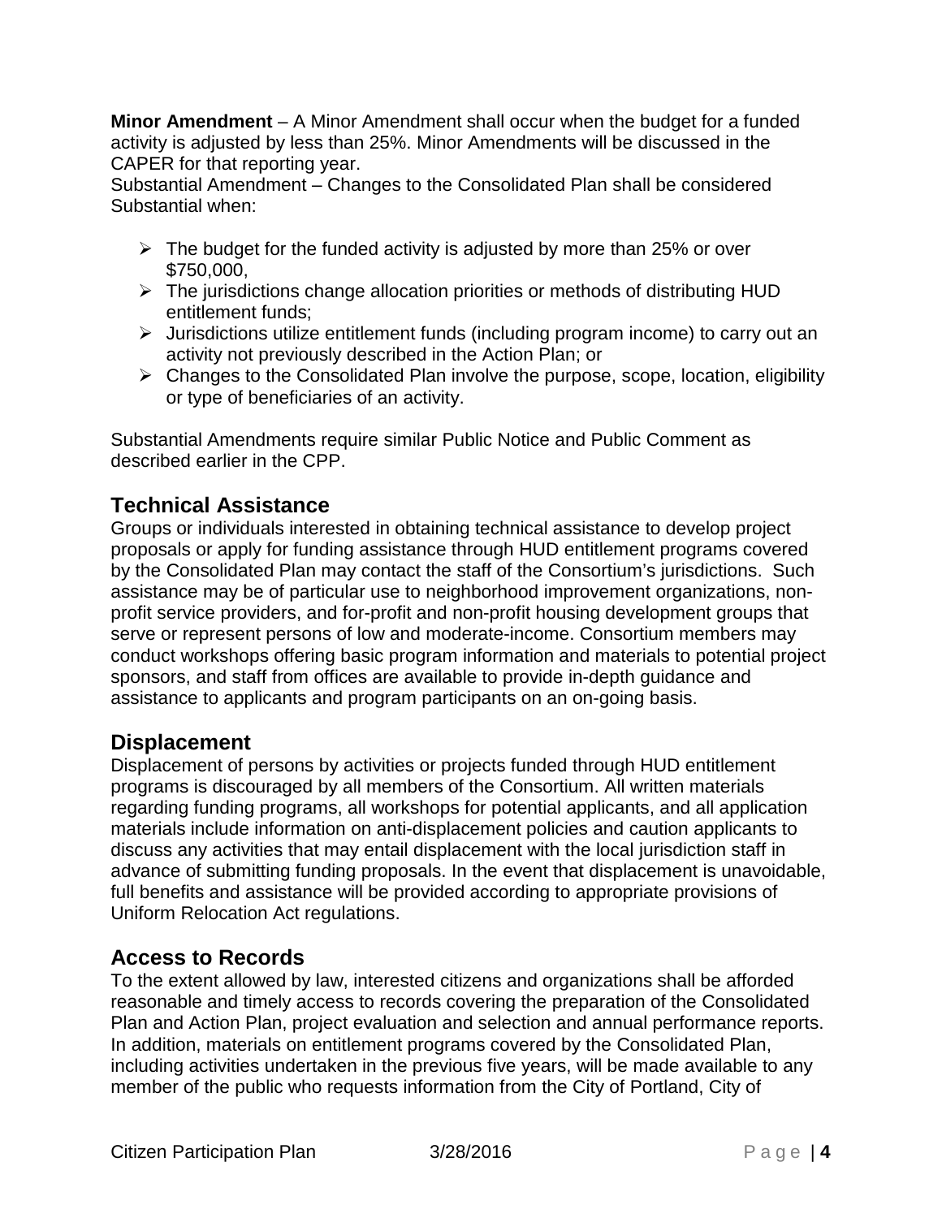**Minor Amendment** – A Minor Amendment shall occur when the budget for a funded activity is adjusted by less than 25%. Minor Amendments will be discussed in the CAPER for that reporting year.

Substantial Amendment – Changes to the Consolidated Plan shall be considered Substantial when:

- The budget for the funded activity is adjusted by more than 25% or over $750,000,
- The jurisdictions change allocation priorities or methods of distributing HUD entitlement funds;
- Jurisdictions utilize entitlement funds (including program income) to carry out an activity not previously described in the Action Plan; or
- Changes to the Consolidated Plan involve the purpose, scope, location, eligibility or type of beneficiaries of an activity.

Substantial Amendments require similar Public Notice and Public Comment as described earlier in the CPP.

## Technical Assistance

Groups or individuals interested in obtaining technical assistance to develop project proposals or apply for funding assistance through HUD entitlement programs covered by the Consolidated Plan may contact the staff of the Consortium's jurisdictions. Such assistance may be of particular use to neighborhood improvement organizations, non-profit service providers, and for-profit and non-profit housing development groups that serve or represent persons of low and moderate-income. Consortium members may conduct workshops offering basic program information and materials to potential project sponsors, and staff from offices are available to provide in-depth guidance and assistance to applicants and program participants on an on-going basis.

## Displacement

Displacement of persons by activities or projects funded through HUD entitlement programs is discouraged by all members of the Consortium. All written materials regarding funding programs, all workshops for potential applicants, and all application materials include information on anti-displacement policies and caution applicants to discuss any activities that may entail displacement with the local jurisdiction staff in advance of submitting funding proposals. In the event that displacement is unavoidable, full benefits and assistance will be provided according to appropriate provisions of Uniform Relocation Act regulations.

## Access to Records

To the extent allowed by law, interested citizens and organizations shall be afforded reasonable and timely access to records covering the preparation of the Consolidated Plan and Action Plan, project evaluation and selection and annual performance reports. In addition, materials on entitlement programs covered by the Consolidated Plan, including activities undertaken in the previous five years, will be made available to any member of the public who requests information from the City of Portland, City of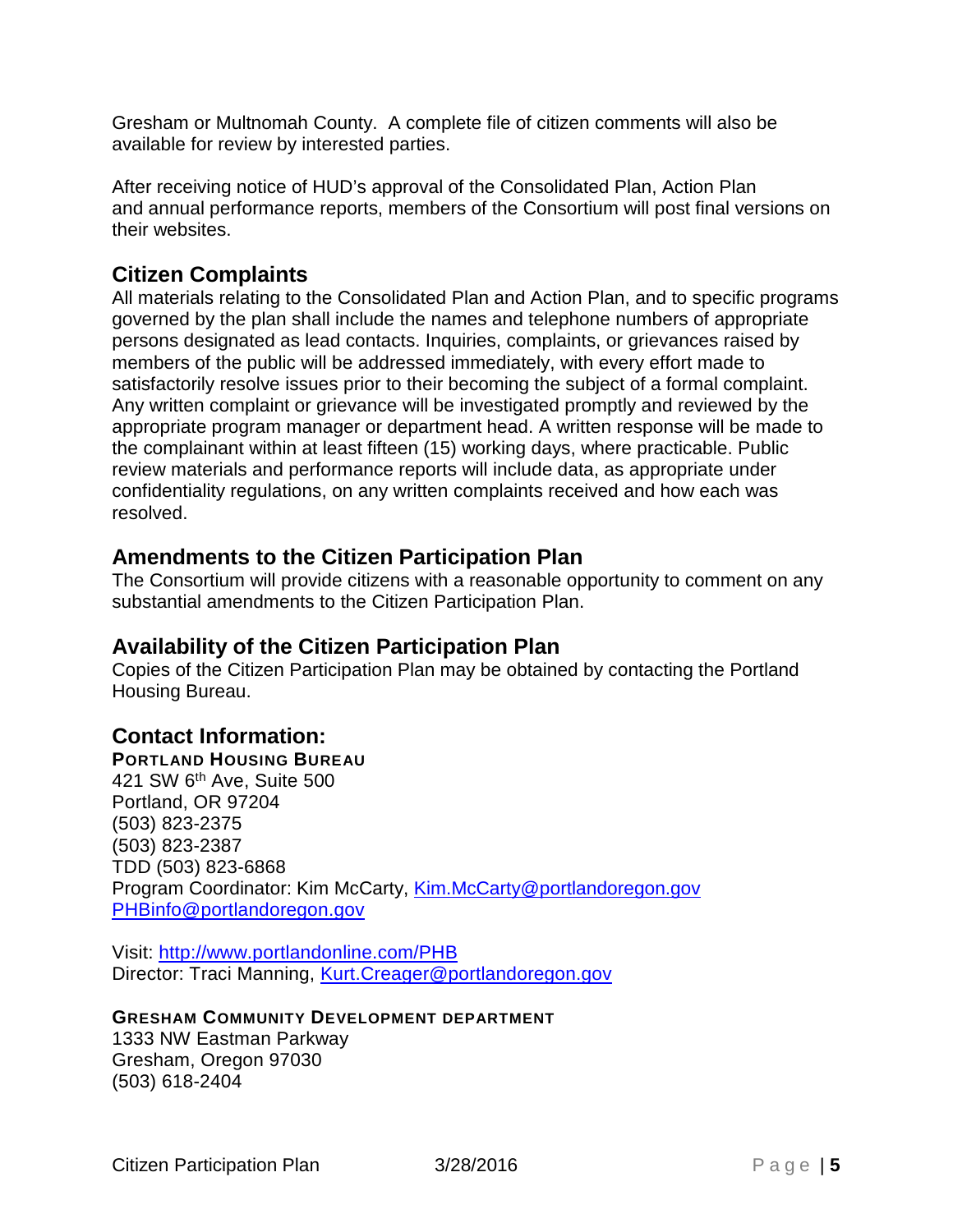Gresham or Multnomah County. A complete file of citizen comments will also be available for review by interested parties.

After receiving notice of HUD's approval of the Consolidated Plan, Action Plan and annual performance reports, members of the Consortium will post final versions on their websites.

## Citizen Complaints

All materials relating to the Consolidated Plan and Action Plan, and to specific programs governed by the plan shall include the names and telephone numbers of appropriate persons designated as lead contacts. Inquiries, complaints, or grievances raised by members of the public will be addressed immediately, with every effort made to satisfactorily resolve issues prior to their becoming the subject of a formal complaint. Any written complaint or grievance will be investigated promptly and reviewed by the appropriate program manager or department head. A written response will be made to the complainant within at least fifteen (15) working days, where practicable. Public review materials and performance reports will include data, as appropriate under confidentiality regulations, on any written complaints received and how each was resolved.

## Amendments to the Citizen Participation Plan

The Consortium will provide citizens with a reasonable opportunity to comment on any substantial amendments to the Citizen Participation Plan.

## Availability of the Citizen Participation Plan

Copies of the Citizen Participation Plan may be obtained by contacting the Portland Housing Bureau.

## Contact Information:

**PORTLAND HOUSING BUREAU**
421 SW 6th Ave, Suite 500
Portland, OR 97204
(503) 823-2375
(503) 823-2387
TDD (503) 823-6868
Program Coordinator: Kim McCarty, Kim.McCarty@portlandoregon.gov
PHBinfo@portlandoregon.gov

Visit: http://www.portlandonline.com/PHB
Director: Traci Manning, Kurt.Creager@portlandoregon.gov

**GRESHAM COMMUNITY DEVELOPMENT DEPARTMENT**
1333 NW Eastman Parkway
Gresham, Oregon 97030
(503) 618-2404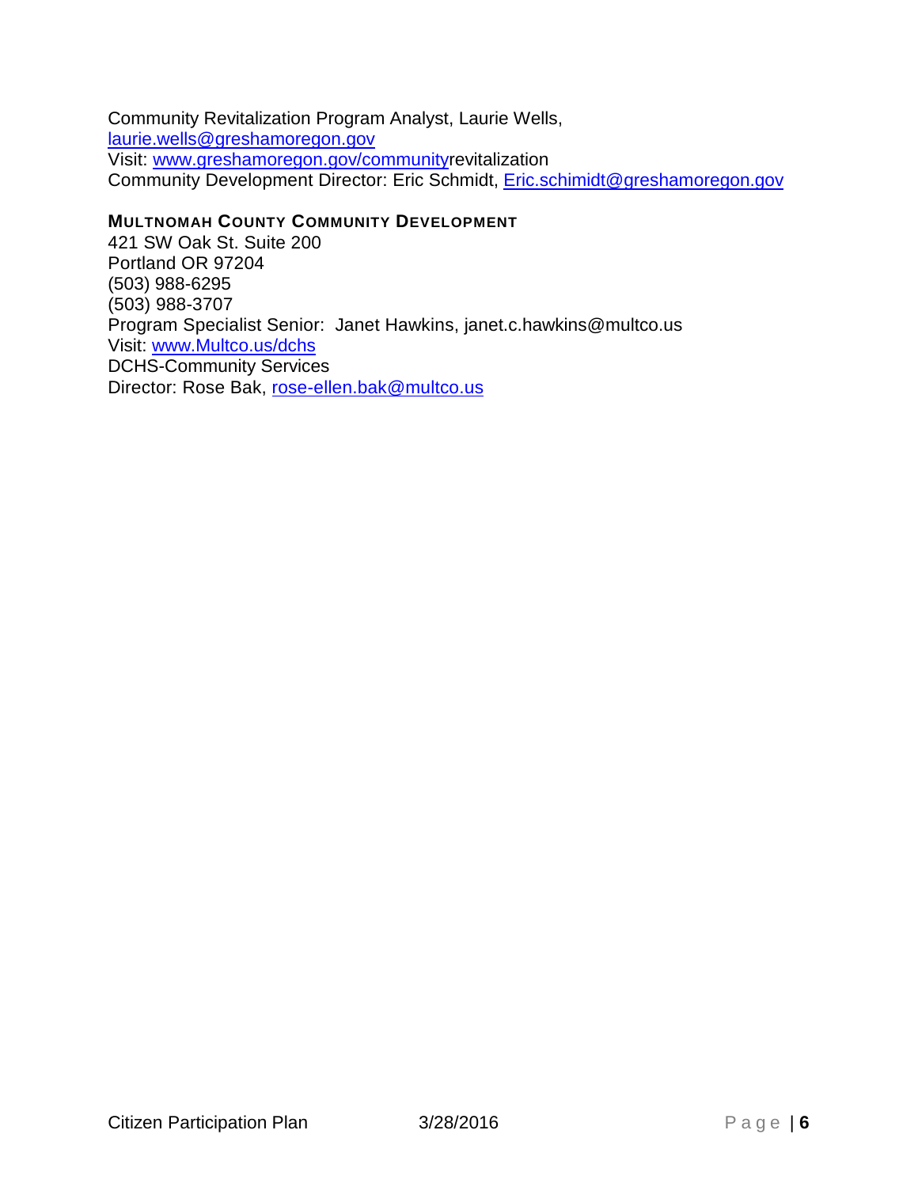Community Revitalization Program Analyst, Laurie Wells,
laurie.wells@greshamoregon.gov
Visit: www.greshamoregon.gov/communityrevitalization
Community Development Director: Eric Schmidt, Eric.schimidt@greshamoregon.gov

**MULTNOMAH COUNTY COMMUNITY DEVELOPMENT**
421 SW Oak St. Suite 200
Portland OR 97204
(503) 988-6295
(503) 988-3707
Program Specialist Senior: Janet Hawkins, janet.c.hawkins@multco.us
Visit: www.Multco.us/dchs
DCHS-Community Services
Director: Rose Bak, rose-ellen.bak@multco.us